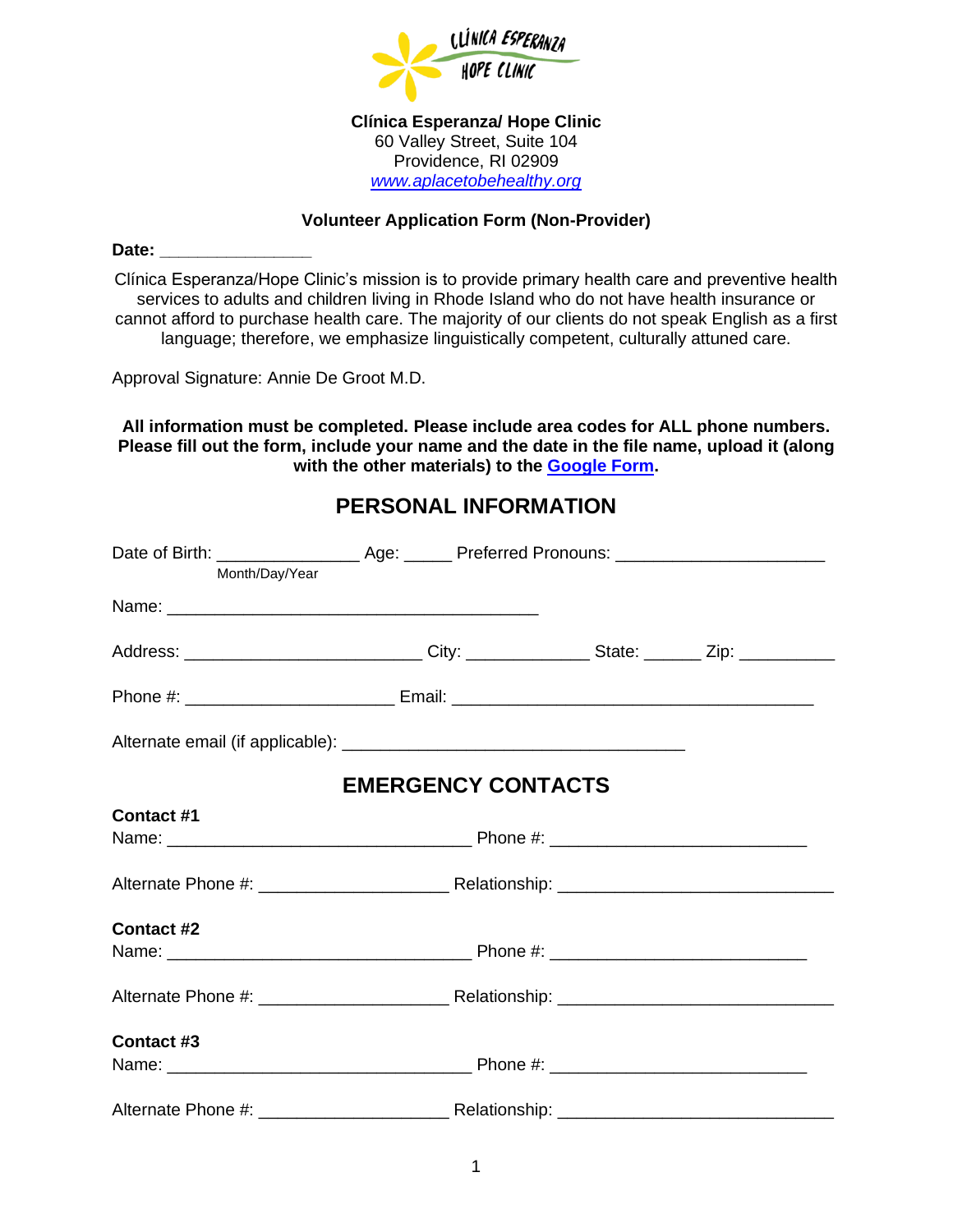**Clínica Esperanza/ Hope Clinic**
60 Valley Street, Suite 104
Providence, RI 02909
[www.aplacetobehealthy.org](http://www.aplacetobehealthy.org)

**Volunteer Application Form (Non-Provider)**

**Date:** _______________

Clínica Esperanza/Hope Clinic's mission is to provide primary health care and preventive health services to adults and children living in Rhode Island who do not have health insurance or cannot afford to purchase health care. The majority of our clients do not speak English as a first language; therefore, we emphasize linguistically competent, culturally attuned care.

Approval Signature: Annie De Groot M.D.

**All information must be completed. Please include area codes for ALL phone numbers. Please fill out the form, include your name and the date in the file name, upload it (along with the other materials) to the [Google Form](#).**

## PERSONAL INFORMATION

Date of Birth: _______________ Age: _____ Preferred Pronouns: ______________________
Month/Day/Year

Name: ________________________________________

Address: _________________________ City: _____________ State: ______ Zip: __________

Phone #: ______________________ Email: ______________________________________

Alternate email (if applicable): ____________________________________

## EMERGENCY CONTACTS

**Contact #1**

Name: ________________________________ Phone #: ___________________________

Alternate Phone #: ____________________ Relationship: _____________________________

**Contact #2**

Name: ________________________________ Phone #: ___________________________

Alternate Phone #: ____________________ Relationship: _____________________________

**Contact #3**

Name: ________________________________ Phone #: ___________________________

Alternate Phone #: ____________________ Relationship: _____________________________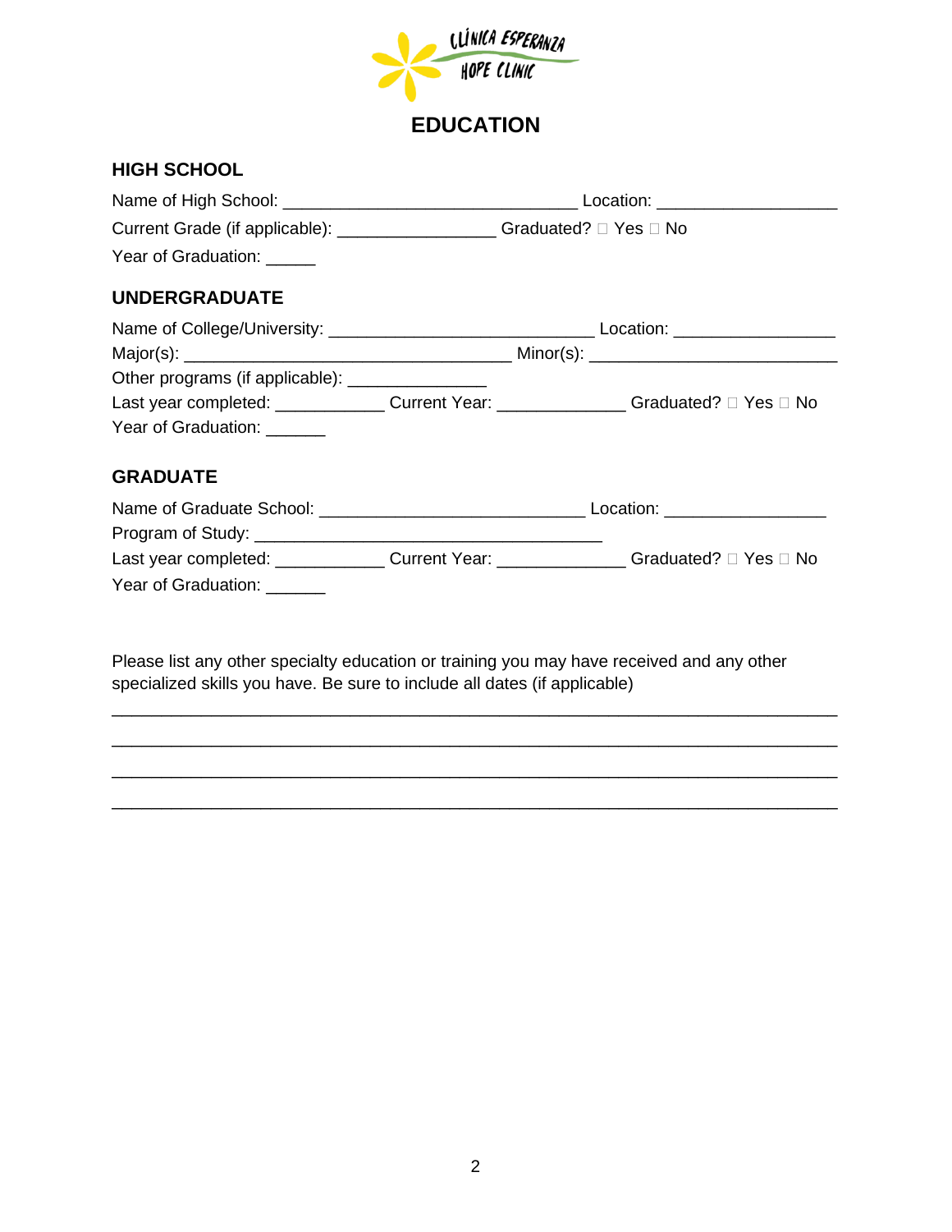# EDUCATION

## HIGH SCHOOL

Name of High School: _______________________________ Location: ___________________

Current Grade (if applicable): ________________ Graduated? ☐ Yes ☐ No

Year of Graduation: _____

## UNDERGRADUATE

Name of College/University: ____________________________ Location: _________________

Major(s): ___________________________________ Minor(s): __________________________

Other programs (if applicable): ______________

Last year completed: ___________ Current Year: _____________ Graduated? ☐ Yes ☐ No

Year of Graduation: ______

## GRADUATE

Name of Graduate School: ____________________________ Location: _________________

Program of Study: _____________________________________

Last year completed: ___________ Current Year: _____________ Graduated? ☐ Yes ☐ No

Year of Graduation: ______

Please list any other specialty education or training you may have received and any other specialized skills you have. Be sure to include all dates (if applicable)

_____________________________________________________________________________

_____________________________________________________________________________

_____________________________________________________________________________

_____________________________________________________________________________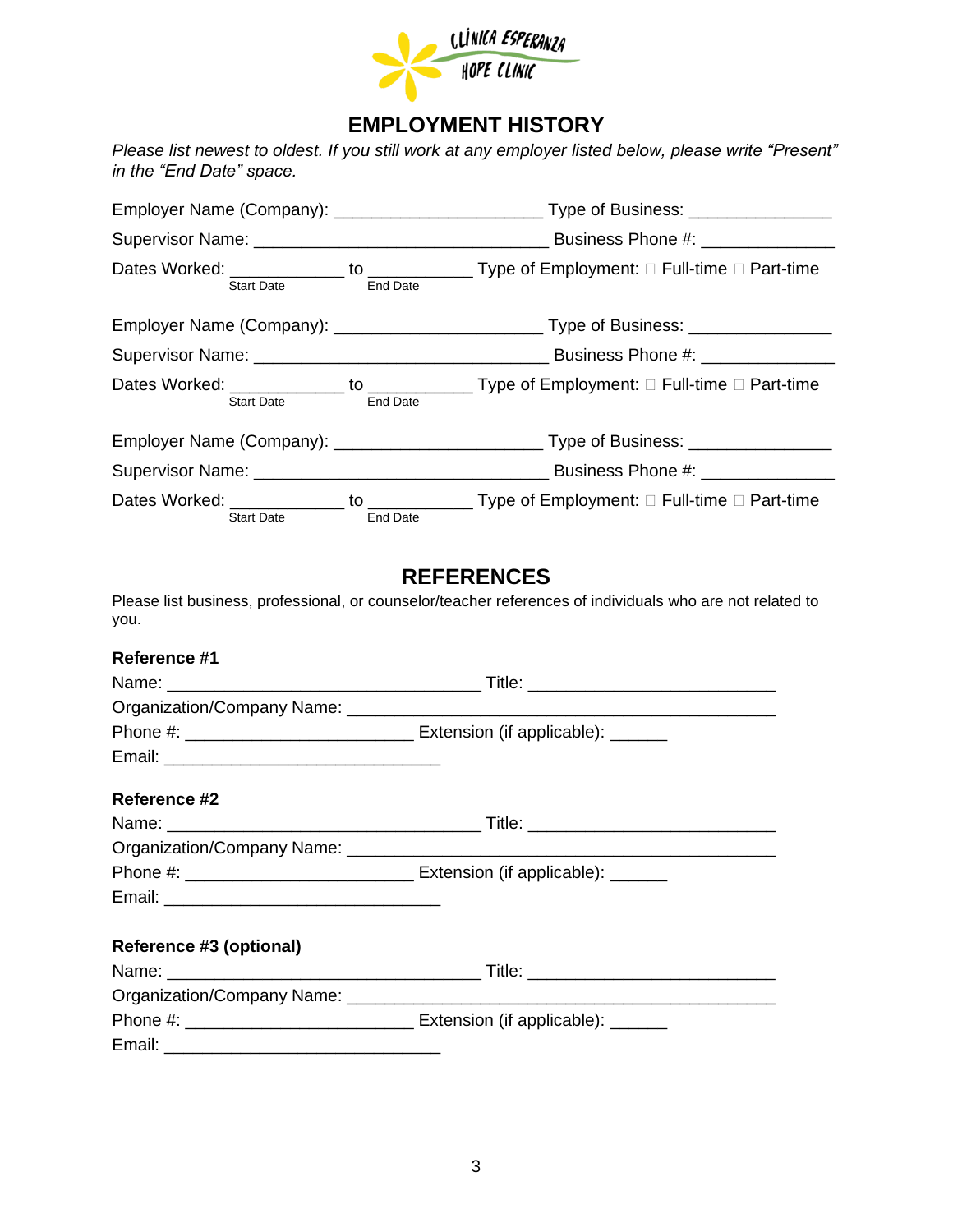CLÍNICA ESPERANZA
HOPE CLINIC

## EMPLOYMENT HISTORY

*Please list newest to oldest. If you still work at any employer listed below, please write "Present" in the "End Date" space.*

Employer Name (Company): ______________________ Type of Business: _______________

Supervisor Name: _______________________________ Business Phone #: ______________

Dates Worked: ____________ to ___________ Type of Employment: ☐ Full-time ☐ Part-time
Start Date End Date

Employer Name (Company): ______________________ Type of Business: _______________

Supervisor Name: _______________________________ Business Phone #: ______________

Dates Worked: ____________ to ___________ Type of Employment: ☐ Full-time ☐ Part-time
Start Date End Date

Employer Name (Company): ______________________ Type of Business: _______________

Supervisor Name: _______________________________ Business Phone #: ______________

Dates Worked: ____________ to ___________ Type of Employment: ☐ Full-time ☐ Part-time
Start Date End Date

## REFERENCES

Please list business, professional, or counselor/teacher references of individuals who are not related to you.

**Reference #1**

Name: _________________________________ Title: __________________________

Organization/Company Name: _____________________________________________

Phone #: ________________________ Extension (if applicable): ______

Email: _____________________________

**Reference #2**

Name: _________________________________ Title: __________________________

Organization/Company Name: _____________________________________________

Phone #: ________________________ Extension (if applicable): ______

Email: _____________________________

**Reference #3 (optional)**

Name: _________________________________ Title: __________________________

Organization/Company Name: _____________________________________________

Phone #: ________________________ Extension (if applicable): ______

Email: _____________________________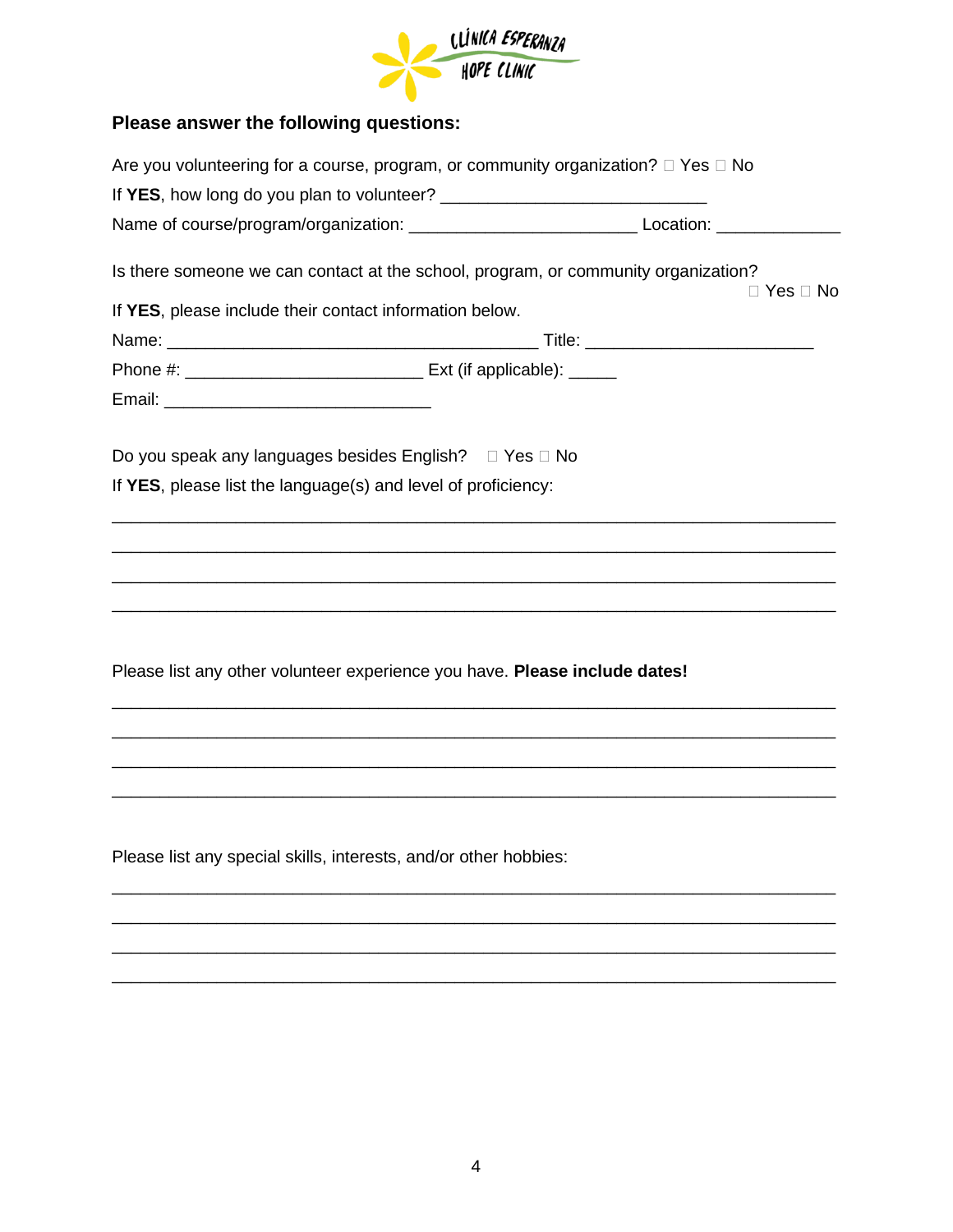CLÍNICA ESPERANZA
HOPE CLINIC

**Please answer the following questions:**

Are you volunteering for a course, program, or community organization? ☐ Yes ☐ No

If **YES**, how long do you plan to volunteer? ___________________________

Name of course/program/organization: _______________________ Location: ____________

Is there someone we can contact at the school, program, or community organization? ☐ Yes ☐ No

If **YES**, please include their contact information below.

Name: ______________________________________ Title: _______________________

Phone #: ________________________ Ext (if applicable): _____

Email: ___________________________

Do you speak any languages besides English? ☐ Yes ☐ No

If **YES**, please list the language(s) and level of proficiency:

___________________________________________________________________________

___________________________________________________________________________

___________________________________________________________________________

___________________________________________________________________________

Please list any other volunteer experience you have. **Please include dates!**

___________________________________________________________________________

___________________________________________________________________________

___________________________________________________________________________

___________________________________________________________________________

Please list any special skills, interests, and/or other hobbies:

___________________________________________________________________________

___________________________________________________________________________

___________________________________________________________________________

___________________________________________________________________________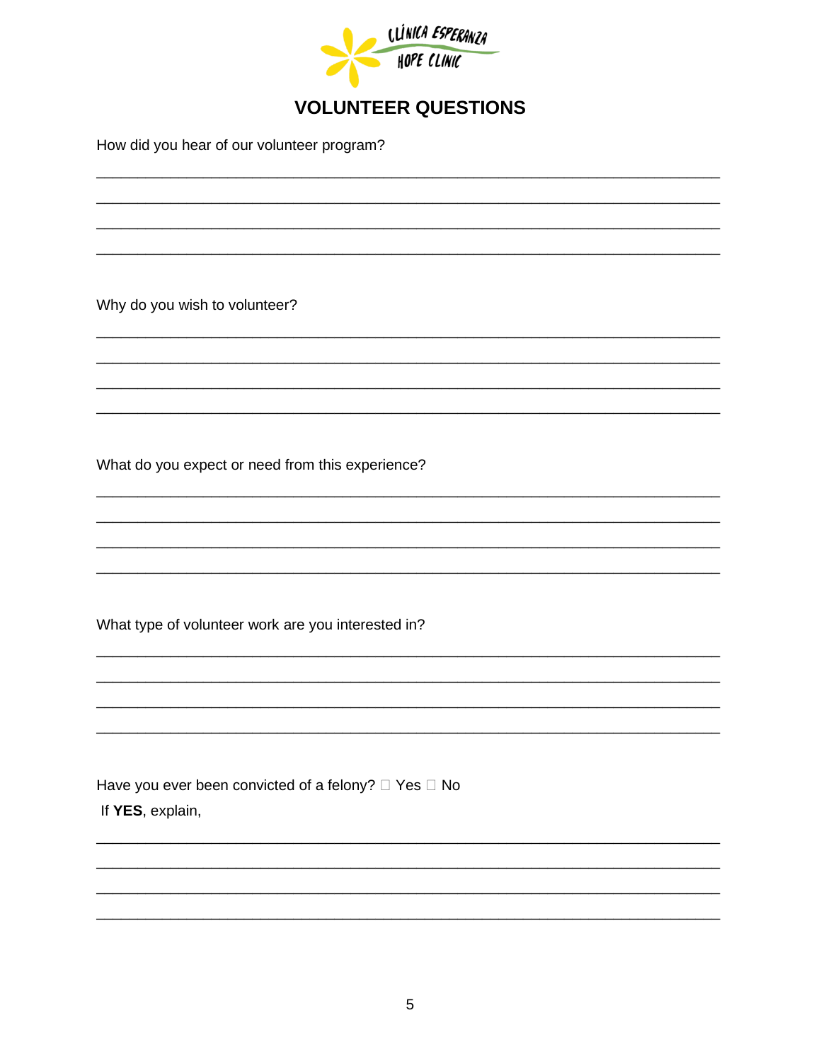CLÍNICA ESPERANZA
HOPE CLINIC

# VOLUNTEER QUESTIONS

How did you hear of our volunteer program?

______________________________________________________________________________

______________________________________________________________________________

______________________________________________________________________________

______________________________________________________________________________

Why do you wish to volunteer?

______________________________________________________________________________

______________________________________________________________________________

______________________________________________________________________________

______________________________________________________________________________

What do you expect or need from this experience?

______________________________________________________________________________

______________________________________________________________________________

______________________________________________________________________________

______________________________________________________________________________

What type of volunteer work are you interested in?

______________________________________________________________________________

______________________________________________________________________________

______________________________________________________________________________

______________________________________________________________________________

Have you ever been convicted of a felony? ☐ Yes ☐ No

If **YES**, explain,

______________________________________________________________________________

______________________________________________________________________________

______________________________________________________________________________

______________________________________________________________________________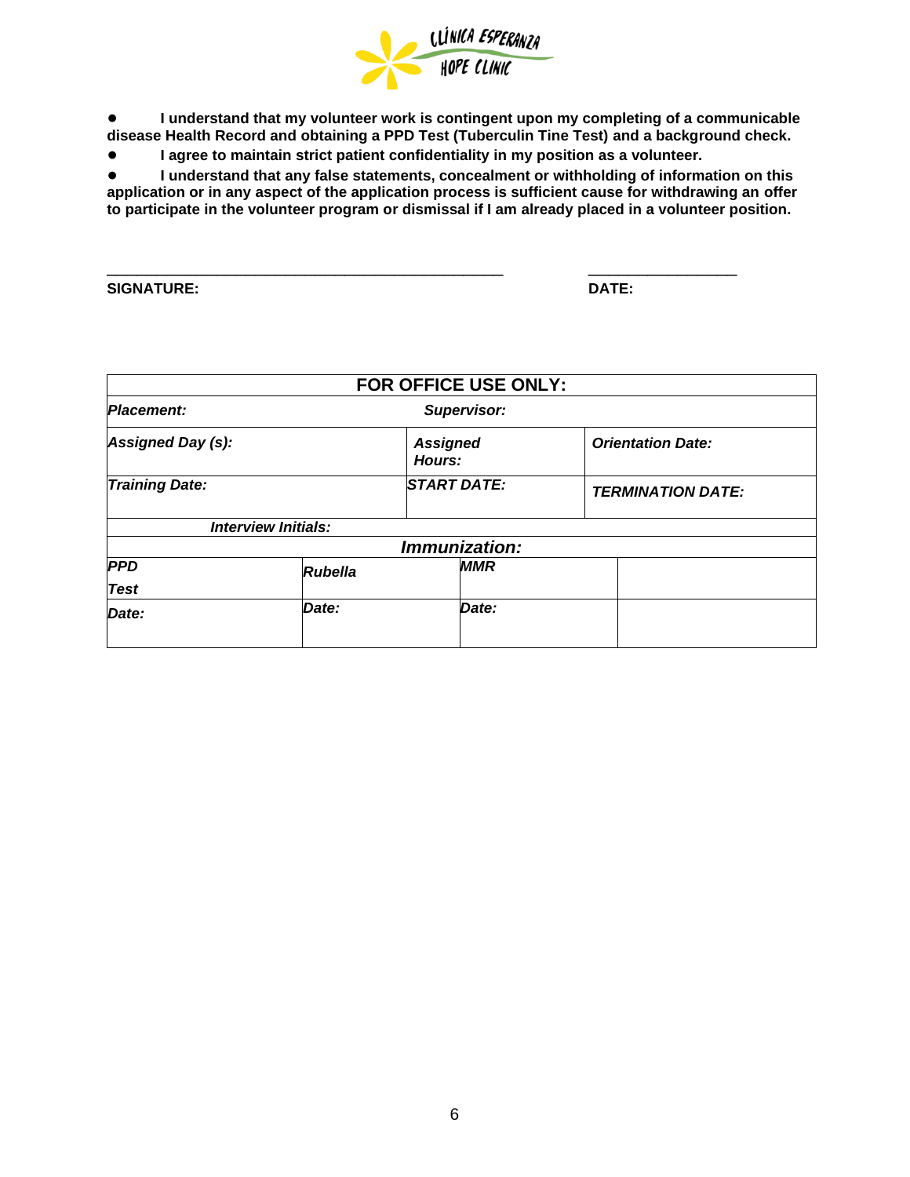CLÍNICA ESPERANZA
HOPE CLINIC

- **I understand that my volunteer work is contingent upon my completing of a communicable disease Health Record and obtaining a PPD Test (Tuberculin Tine Test) and a background check.**
- **I agree to maintain strict patient confidentiality in my position as a volunteer.**
- **I understand that any false statements, concealment or withholding of information on this application or in any aspect of the application process is sufficient cause for withdrawing an offer to participate in the volunteer program or dismissal if I am already placed in a volunteer position.**

**SIGNATURE:** ______________________________________________ **DATE:** __________________

| **FOR OFFICE USE ONLY:** | | | |
|---|---|---|---|
| ***Placement:*** | ***Supervisor:*** | | |
| ***Assigned Day (s):*** | ***Assigned Hours:*** | ***Orientation Date:*** | |
| ***Training Date:*** | ***START DATE:*** | ***TERMINATION DATE:*** | |
| ***Interview Initials:*** | | | |
| ***Immunization:*** | | | |
| ***PPD Test*** | ***Rubella*** | ***MMR*** | |
| ***Date:*** | ***Date:*** | ***Date:*** | |